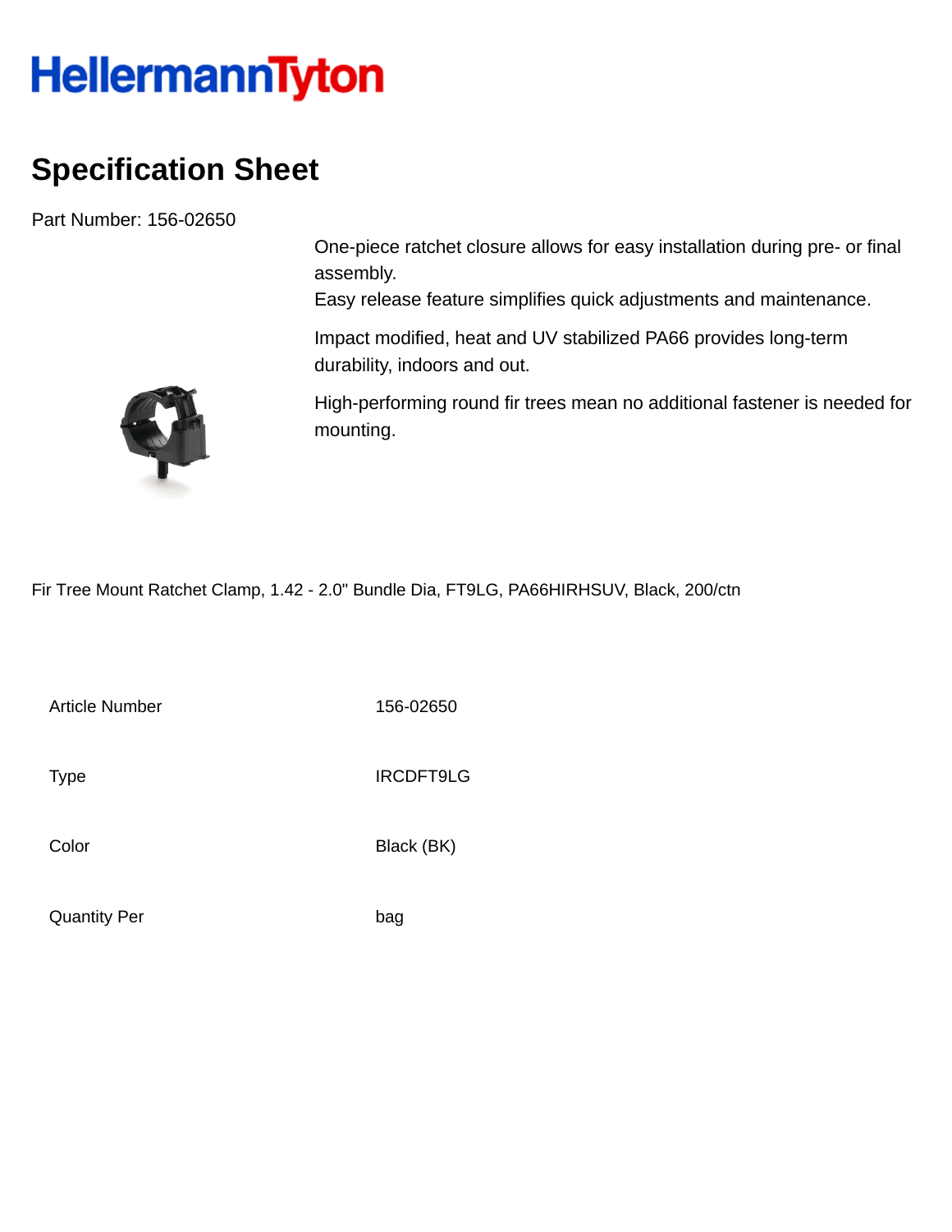HellermannTyton

# Specification Sheet

Part Number: 156-02650

One-piece ratchet closure allows for easy installation during pre- or final assembly.
Easy release feature simplifies quick adjustments and maintenance.

Impact modified, heat and UV stabilized PA66 provides long-term durability, indoors and out.

High-performing round fir trees mean no additional fastener is needed for mounting.

Fir Tree Mount Ratchet Clamp, 1.42 - 2.0" Bundle Dia, FT9LG, PA66HIRHSUV, Black, 200/ctn

| | |
|---|---|
| Article Number | 156-02650 |
| Type | IRCDFT9LG |
| Color | Black (BK) |
| Quantity Per | bag |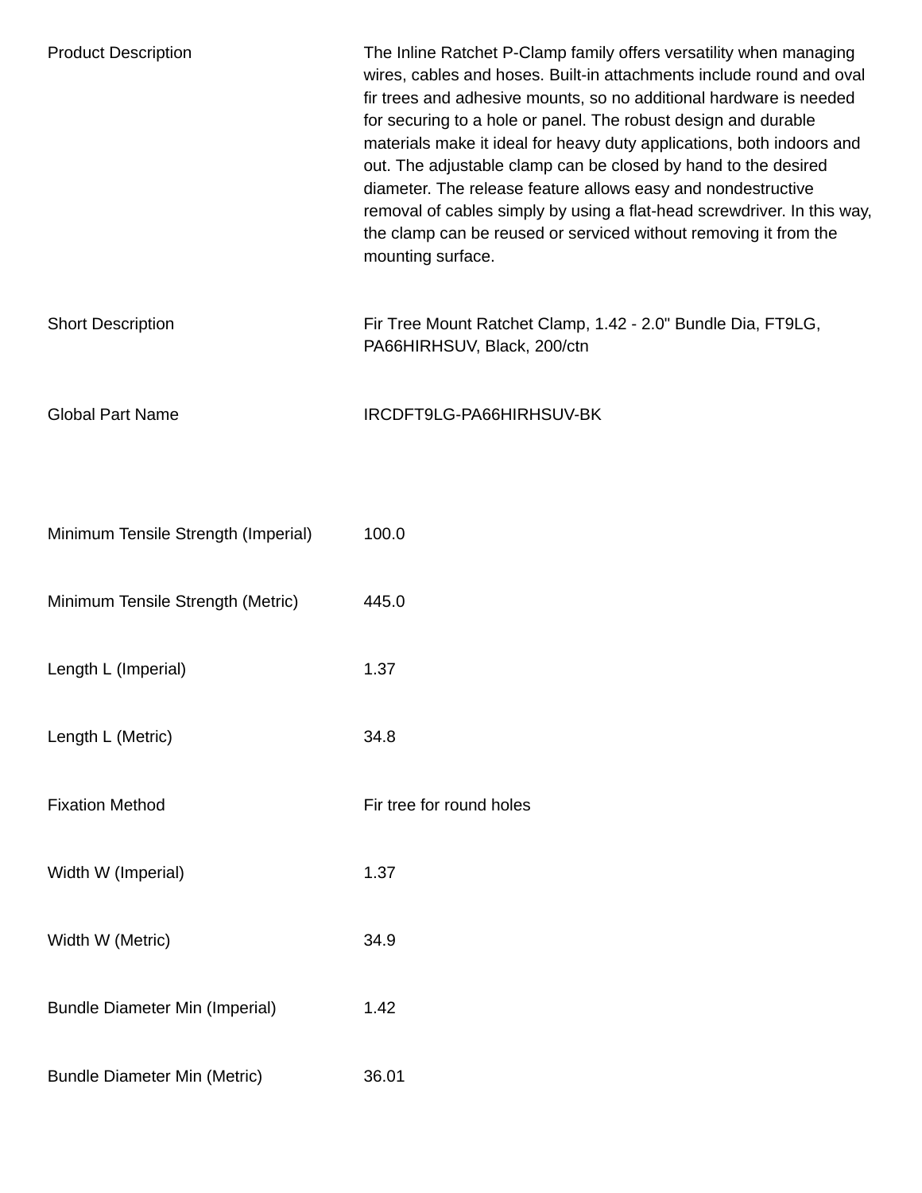| | |
|---|---|
| Product Description | The Inline Ratchet P-Clamp family offers versatility when managing wires, cables and hoses. Built-in attachments include round and oval fir trees and adhesive mounts, so no additional hardware is needed for securing to a hole or panel. The robust design and durable materials make it ideal for heavy duty applications, both indoors and out. The adjustable clamp can be closed by hand to the desired diameter. The release feature allows easy and nondestructive removal of cables simply by using a flat-head screwdriver. In this way, the clamp can be reused or serviced without removing it from the mounting surface. |
| Short Description | Fir Tree Mount Ratchet Clamp, 1.42 - 2.0" Bundle Dia, FT9LG, PA66HIRHSUV, Black, 200/ctn |
| Global Part Name | IRCDFT9LG-PA66HIRHSUV-BK |
| Minimum Tensile Strength (Imperial) | 100.0 |
| Minimum Tensile Strength (Metric) | 445.0 |
| Length L (Imperial) | 1.37 |
| Length L (Metric) | 34.8 |
| Fixation Method | Fir tree for round holes |
| Width W (Imperial) | 1.37 |
| Width W (Metric) | 34.9 |
| Bundle Diameter Min (Imperial) | 1.42 |
| Bundle Diameter Min (Metric) | 36.01 |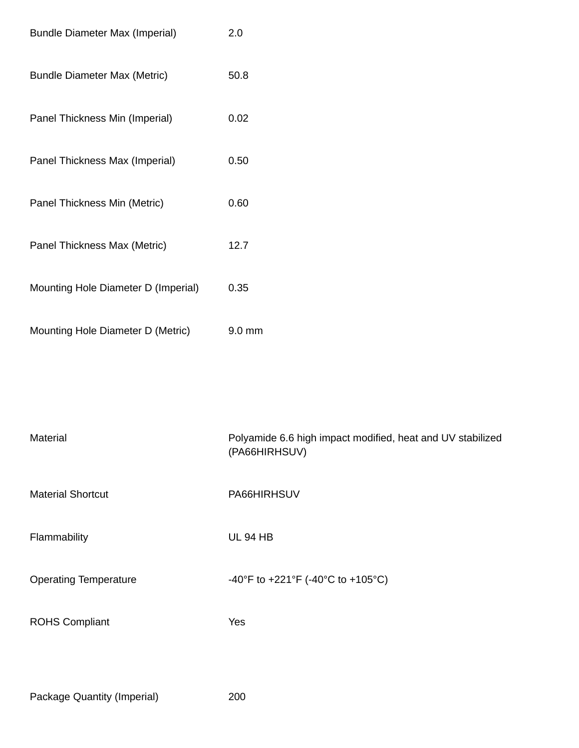| | |
|---|---|
| Bundle Diameter Max (Imperial) | 2.0 |
| Bundle Diameter Max (Metric) | 50.8 |
| Panel Thickness Min (Imperial) | 0.02 |
| Panel Thickness Max (Imperial) | 0.50 |
| Panel Thickness Min (Metric) | 0.60 |
| Panel Thickness Max (Metric) | 12.7 |
| Mounting Hole Diameter D (Imperial) | 0.35 |
| Mounting Hole Diameter D (Metric) | 9.0 mm |

| | |
|---|---|
| Material | Polyamide 6.6 high impact modified, heat and UV stabilized (PA66HIRHSUV) |
| Material Shortcut | PA66HIRHSUV |
| Flammability | UL 94 HB |
| Operating Temperature | -40°F to +221°F (-40°C to +105°C) |
| ROHS Compliant | Yes |

| | |
|---|---|
| Package Quantity (Imperial) | 200 |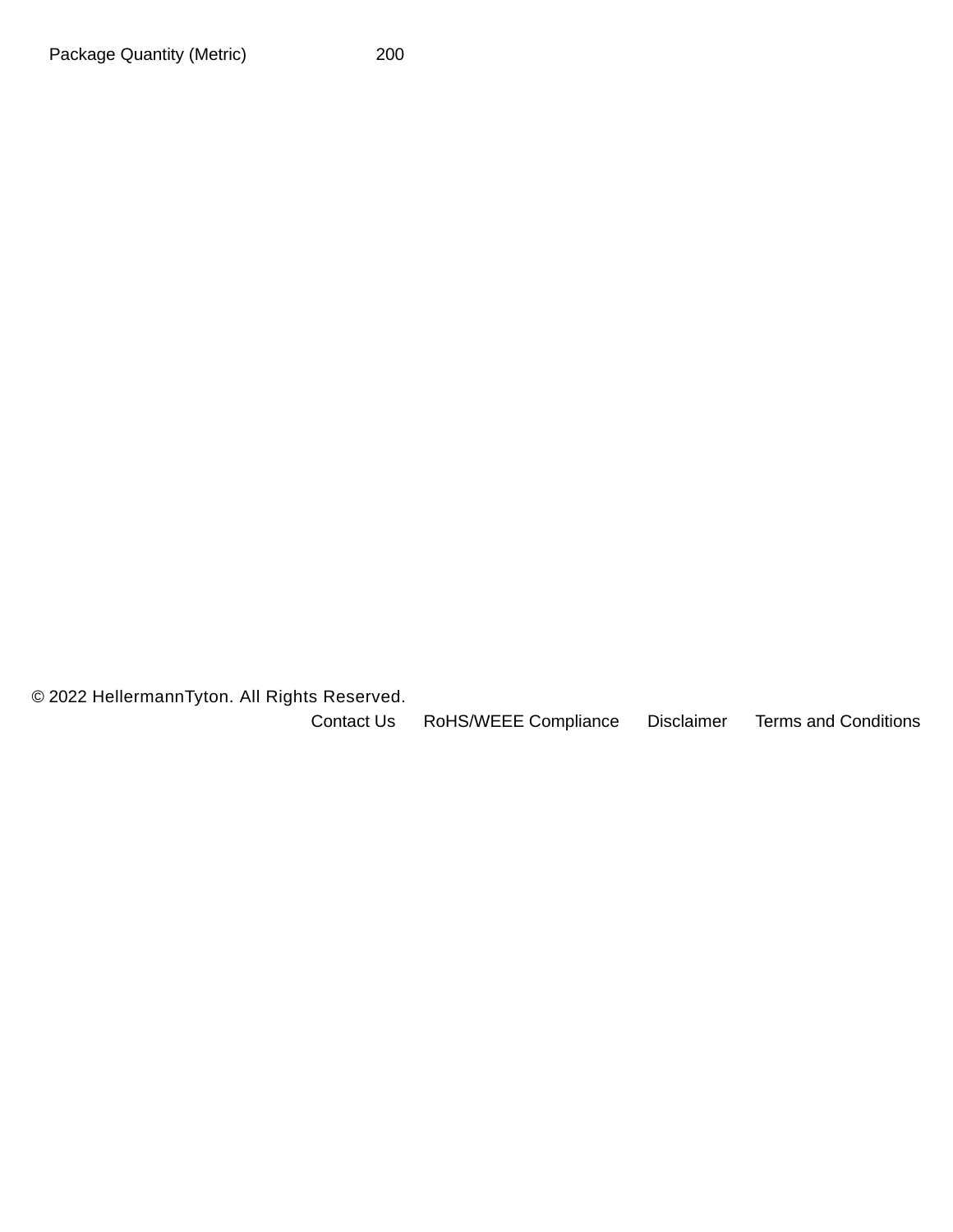| | |
|---|---|
| Package Quantity (Metric) | 200 |

© 2022 HellermannTyton. All Rights Reserved.

Contact Us RoHS/WEEE Compliance Disclaimer Terms and Conditions